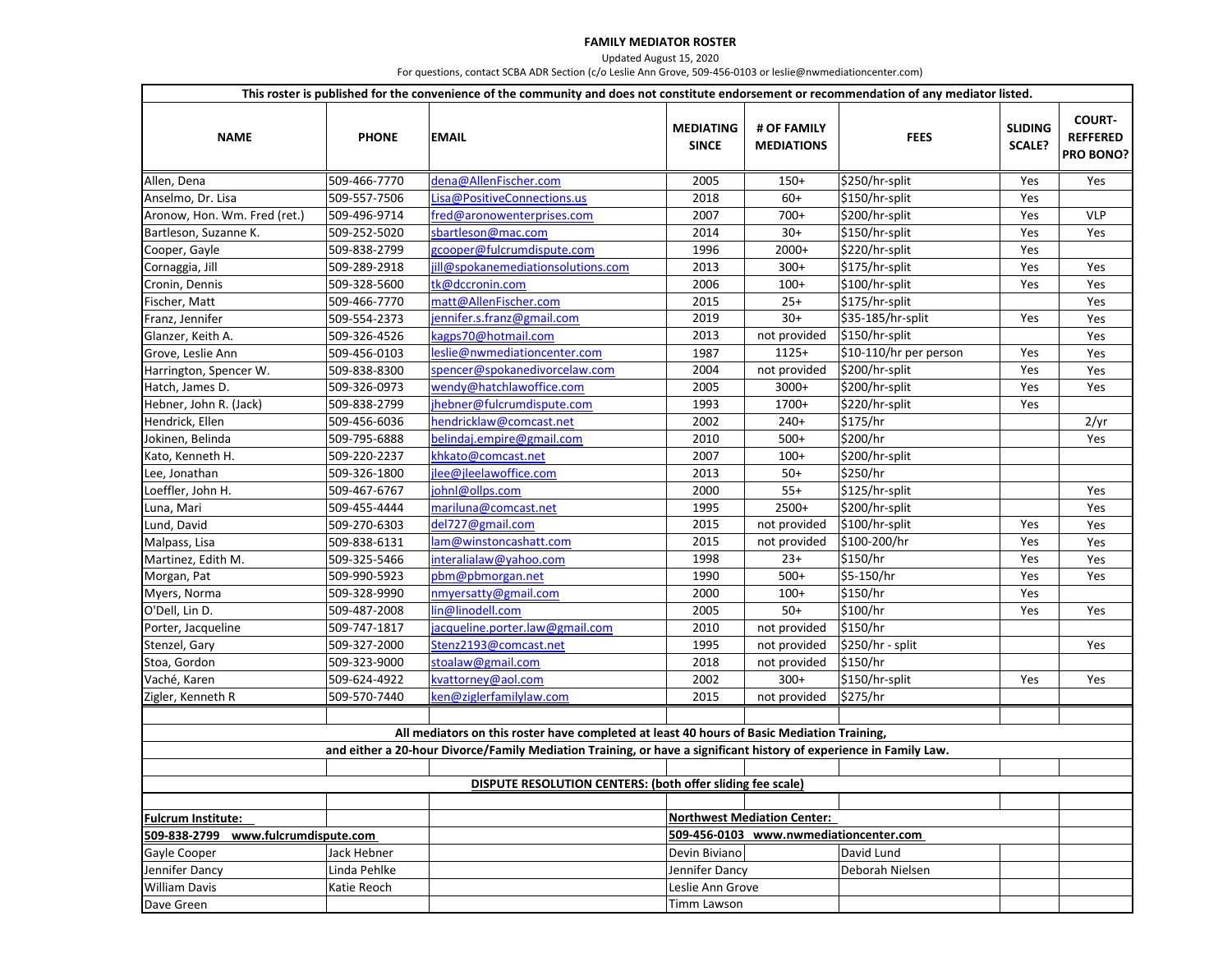# FAMILY MEDIATOR ROSTER

Updated August 15, 2020

For questions, contact SCBA ADR Section (c/o Leslie Ann Grove, 509-456-0103 or leslie@nwmediationcenter.com)

**This roster is published for the convenience of the community and does not constitute endorsement or recommendation of any mediator listed.**

| NAME | PHONE | EMAIL | MEDIATING SINCE | # OF FAMILY MEDIATIONS | FEES | SLIDING SCALE? | COURT-REFFERED PRO BONO? |
|---|---|---|---|---|---|---|---|
| Allen, Dena | 509-466-7770 | dena@AllenFischer.com | 2005 | 150+ | $250/hr-split | Yes | Yes |
| Anselmo, Dr. Lisa | 509-557-7506 | Lisa@PositiveConnections.us | 2018 | 60+ | $150/hr-split | Yes | |
| Aronow, Hon. Wm. Fred (ret.) | 509-496-9714 | fred@aronowenterprises.com | 2007 | 700+ | $200/hr-split | Yes | VLP |
| Bartleson, Suzanne K. | 509-252-5020 | sbartleson@mac.com | 2014 | 30+ | $150/hr-split | Yes | Yes |
| Cooper, Gayle | 509-838-2799 | gcooper@fulcrumdispute.com | 1996 | 2000+ | $220/hr-split | Yes | |
| Cornaggia, Jill | 509-289-2918 | jill@spokanemediationsolutions.com | 2013 | 300+ | $175/hr-split | Yes | Yes |
| Cronin, Dennis | 509-328-5600 | tk@dccronin.com | 2006 | 100+ | $100/hr-split | Yes | Yes |
| Fischer, Matt | 509-466-7770 | matt@AllenFischer.com | 2015 | 25+ | $175/hr-split | | Yes |
| Franz, Jennifer | 509-554-2373 | jennifer.s.franz@gmail.com | 2019 | 30+ | $35-185/hr-split | Yes | Yes |
| Glanzer, Keith A. | 509-326-4526 | kagps70@hotmail.com | 2013 | not provided | $150/hr-split | | Yes |
| Grove, Leslie Ann | 509-456-0103 | leslie@nwmediationcenter.com | 1987 | 1125+ | $10-110/hr per person | Yes | Yes |
| Harrington, Spencer W. | 509-838-8300 | spencer@spokanedivorcelaw.com | 2004 | not provided | $200/hr-split | Yes | Yes |
| Hatch, James D. | 509-326-0973 | wendy@hatchlawoffice.com | 2005 | 3000+ | $200/hr-split | Yes | Yes |
| Hebner, John R. (Jack) | 509-838-2799 | jhebner@fulcrumdispute.com | 1993 | 1700+ | $220/hr-split | Yes | |
| Hendrick, Ellen | 509-456-6036 | hendricklaw@comcast.net | 2002 | 240+ | $175/hr | | 2/yr |
| Jokinen, Belinda | 509-795-6888 | belindaj.empire@gmail.com | 2010 | 500+ | $200/hr | | Yes |
| Kato, Kenneth H. | 509-220-2237 | khkato@comcast.net | 2007 | 100+ | $200/hr-split | | |
| Lee, Jonathan | 509-326-1800 | jlee@jleelawoffice.com | 2013 | 50+ | $250/hr | | |
| Loeffler, John H. | 509-467-6767 | johnl@ollps.com | 2000 | 55+ | $125/hr-split | | Yes |
| Luna, Mari | 509-455-4444 | mariluna@comcast.net | 1995 | 2500+ | $200/hr-split | | Yes |
| Lund, David | 509-270-6303 | del727@gmail.com | 2015 | not provided | $100/hr-split | Yes | Yes |
| Malpass, Lisa | 509-838-6131 | lam@winstoncashatt.com | 2015 | not provided | $100-200/hr | Yes | Yes |
| Martinez, Edith M. | 509-325-5466 | interalialaw@yahoo.com | 1998 | 23+ | $150/hr | Yes | Yes |
| Morgan, Pat | 509-990-5923 | pbm@pbmorgan.net | 1990 | 500+ | $5-150/hr | Yes | Yes |
| Myers, Norma | 509-328-9990 | nmyersatty@gmail.com | 2000 | 100+ | $150/hr | Yes | |
| O'Dell, Lin D. | 509-487-2008 | lin@linodell.com | 2005 | 50+ | $100/hr | Yes | Yes |
| Porter, Jacqueline | 509-747-1817 | jacqueline.porter.law@gmail.com | 2010 | not provided | $150/hr | | |
| Stenzel, Gary | 509-327-2000 | Stenz2193@comcast.net | 1995 | not provided | $250/hr - split | | Yes |
| Stoa, Gordon | 509-323-9000 | stoalaw@gmail.com | 2018 | not provided | $150/hr | | |
| Vaché, Karen | 509-624-4922 | kvattorney@aol.com | 2002 | 300+ | $150/hr-split | Yes | Yes |
| Zigler, Kenneth R | 509-570-7440 | ken@ziglerfamilylaw.com | 2015 | not provided | $275/hr | | |

**All mediators on this roster have completed at least 40 hours of Basic Mediation Training, and either a 20-hour Divorce/Family Mediation Training, or have a significant history of experience in Family Law.**

**DISPUTE RESOLUTION CENTERS: (both offer sliding fee scale)**

| | | | |
|---|---|---|---|
| **Fulcrum Institute:** | | **Northwest Mediation Center:** | |
| **509-838-2799 www.fulcrumdispute.com** | | **509-456-0103 www.nwmediationcenter.com** | |
| Gayle Cooper | Jack Hebner | Devin Biviano | David Lund |
| Jennifer Dancy | Linda Pehlke | Jennifer Dancy | Deborah Nielsen |
| William Davis | Katie Reoch | Leslie Ann Grove | |
| Dave Green | | Timm Lawson | |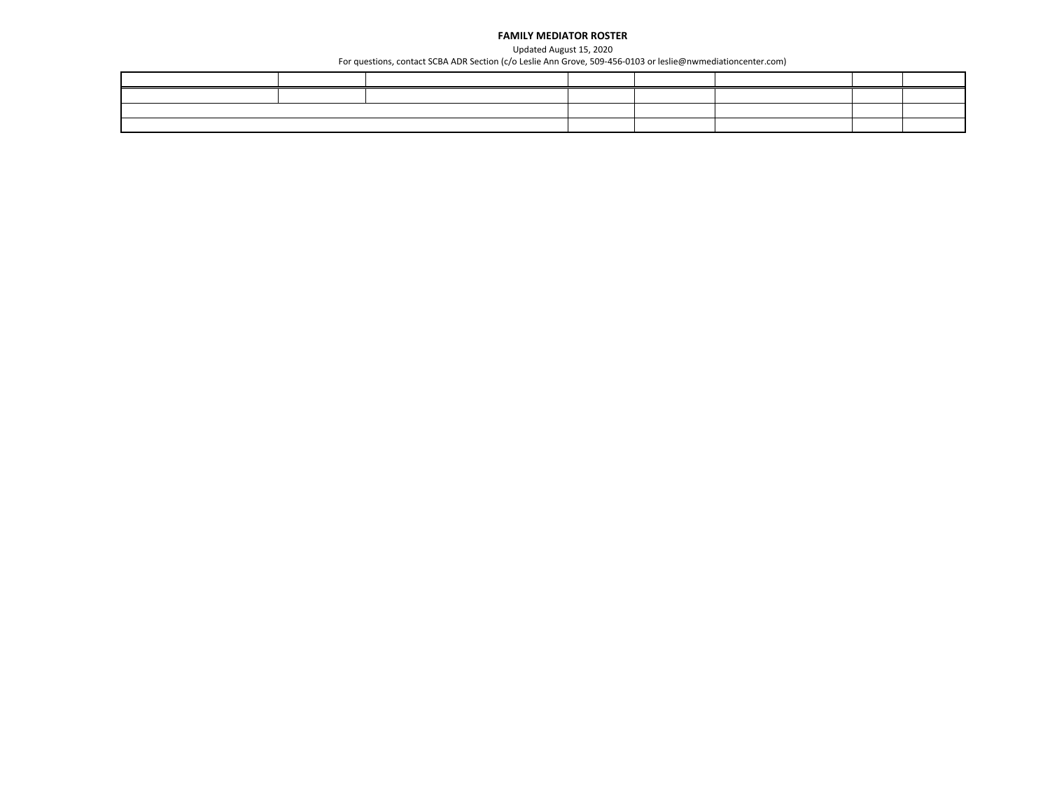**FAMILY MEDIATOR ROSTER**

Updated August 15, 2020

For questions, contact SCBA ADR Section (c/o Leslie Ann Grove, 509-456-0103 or leslie@nwmediationcenter.com)

| | | | | | | | |
|---|---|---|---|---|---|---|---|
| | | | | | | | |
| | | | | | | | |
| | | | | | | | |